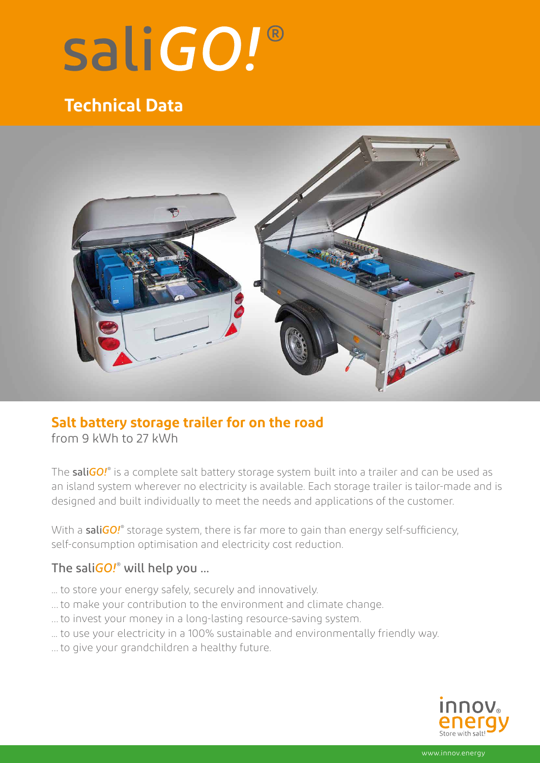# saliGO!®

## Technical Data

### Salt battery storage trailer for on the road

from 9 kWh to 27 kWh

The **saliGO!®** is a complete salt battery storage system built into a trailer and can be used as an island system wherever no electricity is available. Each storage trailer is tailor-made and is designed and built individually to meet the needs and applications of the customer.

With a **saliGO!®** storage system, there is far more to gain than energy self-sufficiency, self-consumption optimisation and electricity cost reduction.

### The saliGO!® will help you ...

... to store your energy safely, securely and innovatively.
... to make your contribution to the environment and climate change.
... to invest your money in a long-lasting resource-saving system.
... to use your electricity in a 100% sustainable and environmentally friendly way.
... to give your grandchildren a healthy future.

innov energy
Store with salt!

www.innov.energy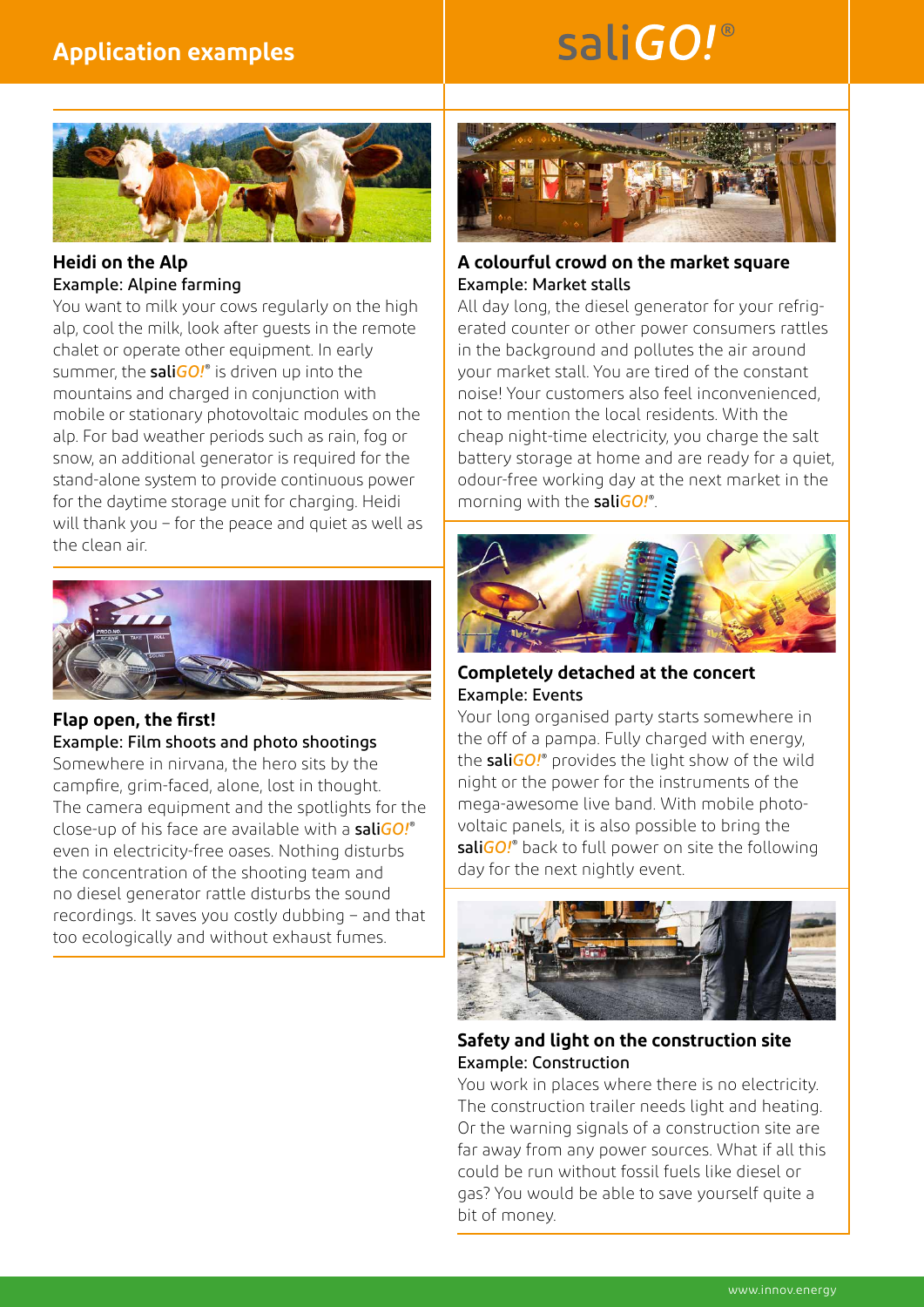# Application examples

saliGO!®

### Heidi on the Alp

Example: Alpine farming

You want to milk your cows regularly on the high alp, cool the milk, look after guests in the remote chalet or operate other equipment. In early summer, the **sali*GO!*®** is driven up into the mountains and charged in conjunction with mobile or stationary photovoltaic modules on the alp. For bad weather periods such as rain, fog or snow, an additional generator is required for the stand-alone system to provide continuous power for the daytime storage unit for charging. Heidi will thank you – for the peace and quiet as well as the clean air.

### Flap open, the first!

Example: Film shoots and photo shootings

Somewhere in nirvana, the hero sits by the campfire, grim-faced, alone, lost in thought. The camera equipment and the spotlights for the close-up of his face are available with a **sali*GO!*®** even in electricity-free oases. Nothing disturbs the concentration of the shooting team and no diesel generator rattle disturbs the sound recordings. It saves you costly dubbing – and that too ecologically and without exhaust fumes.

### A colourful crowd on the market square

Example: Market stalls

All day long, the diesel generator for your refrigerated counter or other power consumers rattles in the background and pollutes the air around your market stall. You are tired of the constant noise! Your customers also feel inconvenienced, not to mention the local residents. With the cheap night-time electricity, you charge the salt battery storage at home and are ready for a quiet, odour-free working day at the next market in the morning with the **sali*GO!*®**.

### Completely detached at the concert

Example: Events

Your long organised party starts somewhere in the off of a pampa. Fully charged with energy, the **sali*GO!*®** provides the light show of the wild night or the power for the instruments of the mega-awesome live band. With mobile photovoltaic panels, it is also possible to bring the **sali*GO!*®** back to full power on site the following day for the next nightly event.

### Safety and light on the construction site

Example: Construction

You work in places where there is no electricity. The construction trailer needs light and heating. Or the warning signals of a construction site are far away from any power sources. What if all this could be run without fossil fuels like diesel or gas? You would be able to save yourself quite a bit of money.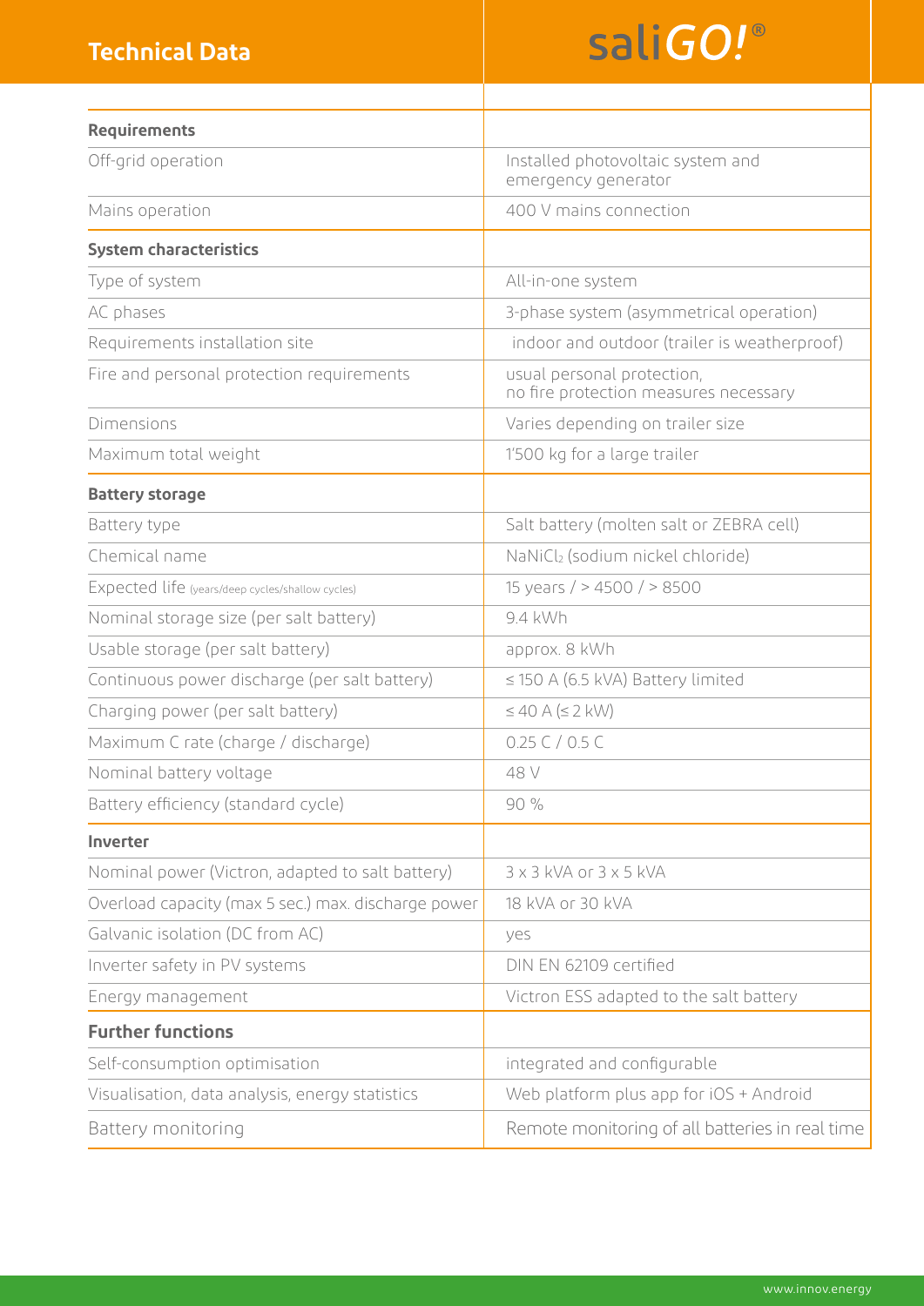## Technical Data

# saliGO!®

| | |
|---|---|
| **Requirements** | |
| Off-grid operation | Installed photovoltaic system and emergency generator |
| Mains operation | 400 V mains connection |
| **System characteristics** | |
| Type of system | All-in-one system |
| AC phases | 3-phase system (asymmetrical operation) |
| Requirements installation site | indoor and outdoor (trailer is weatherproof) |
| Fire and personal protection requirements | usual personal protection, no fire protection measures necessary |
| Dimensions | Varies depending on trailer size |
| Maximum total weight | 1'500 kg for a large trailer |
| **Battery storage** | |
| Battery type | Salt battery (molten salt or ZEBRA cell) |
| Chemical name | $NaNiCl_2$ (sodium nickel chloride) |
| Expected life (years/deep cycles/shallow cycles) | 15 years / > 4500 / > 8500 |
| Nominal storage size (per salt battery) | 9.4 kWh |
| Usable storage (per salt battery) | approx. 8 kWh |
| Continuous power discharge (per salt battery) | ≤ 150 A (6.5 kVA) Battery limited |
| Charging power (per salt battery) | ≤ 40 A (≤ 2 kW) |
| Maximum C rate (charge / discharge) | 0.25 C / 0.5 C |
| Nominal battery voltage | 48 V |
| Battery efficiency (standard cycle) | 90 % |
| **Inverter** | |
| Nominal power (Victron, adapted to salt battery) | 3 x 3 kVA or 3 x 5 kVA |
| Overload capacity (max 5 sec.) max. discharge power | 18 kVA or 30 kVA |
| Galvanic isolation (DC from AC) | yes |
| Inverter safety in PV systems | DIN EN 62109 certified |
| Energy management | Victron ESS adapted to the salt battery |
| **Further functions** | |
| Self-consumption optimisation | integrated and configurable |
| Visualisation, data analysis, energy statistics | Web platform plus app for iOS + Android |
| Battery monitoring | Remote monitoring of all batteries in real time |

www.innov.energy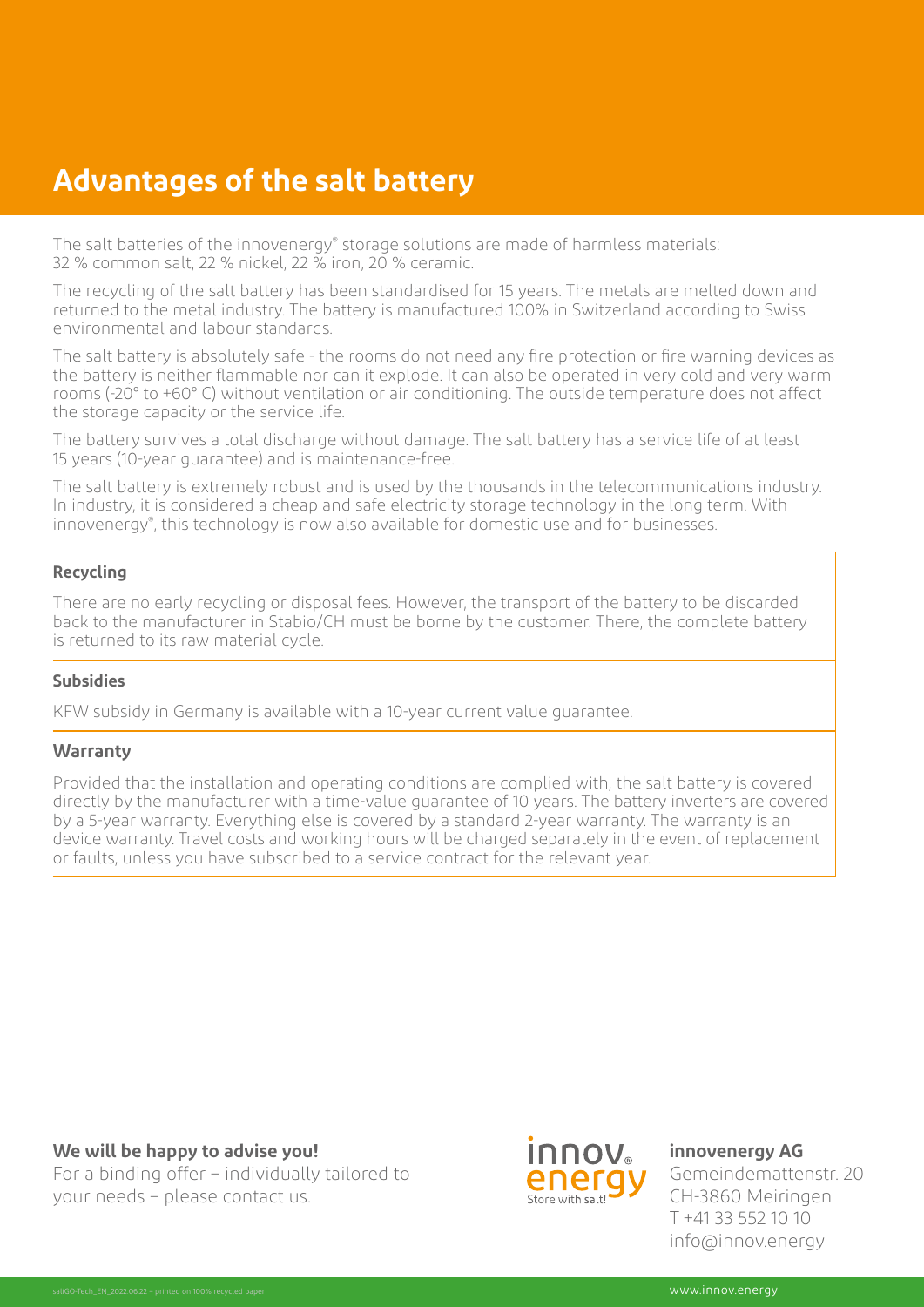# Advantages of the salt battery

The salt batteries of the innovenergy® storage solutions are made of harmless materials: 32 % common salt, 22 % nickel, 22 % iron, 20 % ceramic.

The recycling of the salt battery has been standardised for 15 years. The metals are melted down and returned to the metal industry. The battery is manufactured 100% in Switzerland according to Swiss environmental and labour standards.

The salt battery is absolutely safe - the rooms do not need any fire protection or fire warning devices as the battery is neither flammable nor can it explode. It can also be operated in very cold and very warm rooms (-20° to +60° C) without ventilation or air conditioning. The outside temperature does not affect the storage capacity or the service life.

The battery survives a total discharge without damage. The salt battery has a service life of at least 15 years (10-year guarantee) and is maintenance-free.

The salt battery is extremely robust and is used by the thousands in the telecommunications industry. In industry, it is considered a cheap and safe electricity storage technology in the long term. With innovenergy®, this technology is now also available for domestic use and for businesses.

### Recycling

There are no early recycling or disposal fees. However, the transport of the battery to be discarded back to the manufacturer in Stabio/CH must be borne by the customer. There, the complete battery is returned to its raw material cycle.

### Subsidies

KFW subsidy in Germany is available with a 10-year current value guarantee.

### Warranty

Provided that the installation and operating conditions are complied with, the salt battery is covered directly by the manufacturer with a time-value guarantee of 10 years. The battery inverters are covered by a 5-year warranty. Everything else is covered by a standard 2-year warranty. The warranty is an device warranty. Travel costs and working hours will be charged separately in the event of replacement or faults, unless you have subscribed to a service contract for the relevant year.

**We will be happy to advise you!**

For a binding offer – individually tailored to your needs – please contact us.

innov. energy Store with salt!

**innovenergy AG**
Gemeindemattenstr. 20
CH-3860 Meiringen
T +41 33 552 10 10
info@innov.energy

saliGO-Tech_EN_2022.06.22 – printed on 100% recycled paper

www.innov.energy